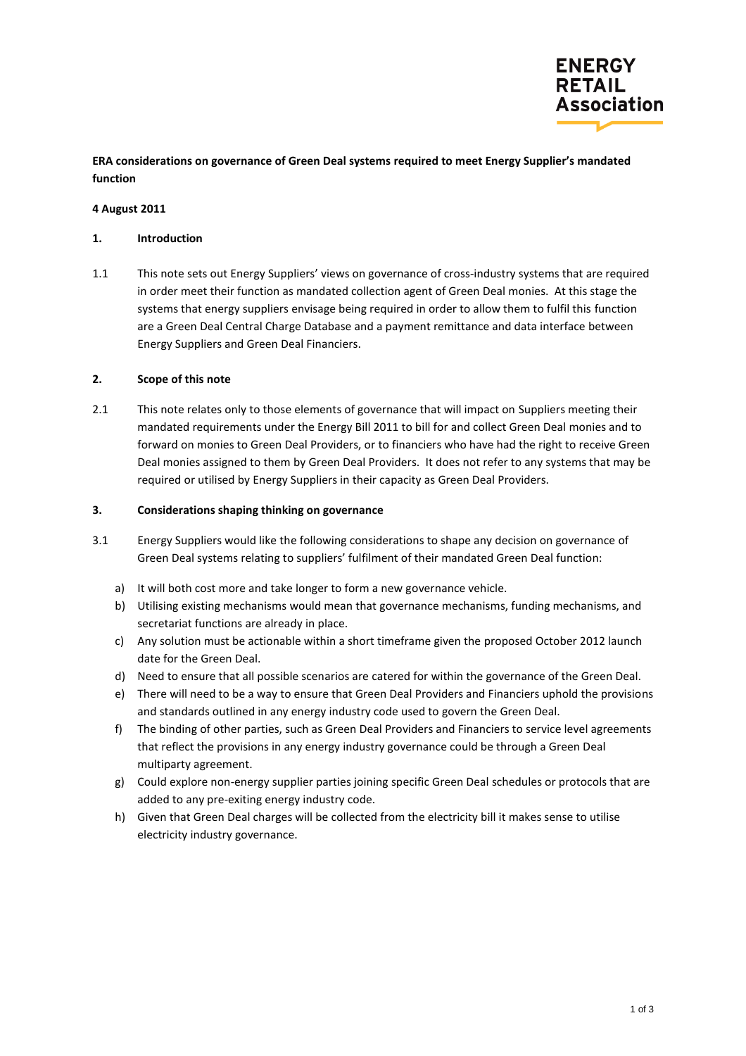ENERGY
RETAIL
Association

**ERA considerations on governance of Green Deal systems required to meet Energy Supplier's mandated function**

**4 August 2011**

## 1. Introduction

1.1 This note sets out Energy Suppliers' views on governance of cross-industry systems that are required in order meet their function as mandated collection agent of Green Deal monies. At this stage the systems that energy suppliers envisage being required in order to allow them to fulfil this function are a Green Deal Central Charge Database and a payment remittance and data interface between Energy Suppliers and Green Deal Financiers.

## 2. Scope of this note

2.1 This note relates only to those elements of governance that will impact on Suppliers meeting their mandated requirements under the Energy Bill 2011 to bill for and collect Green Deal monies and to forward on monies to Green Deal Providers, or to financiers who have had the right to receive Green Deal monies assigned to them by Green Deal Providers. It does not refer to any systems that may be required or utilised by Energy Suppliers in their capacity as Green Deal Providers.

## 3. Considerations shaping thinking on governance

3.1 Energy Suppliers would like the following considerations to shape any decision on governance of Green Deal systems relating to suppliers' fulfilment of their mandated Green Deal function:

a) It will both cost more and take longer to form a new governance vehicle.
b) Utilising existing mechanisms would mean that governance mechanisms, funding mechanisms, and secretariat functions are already in place.
c) Any solution must be actionable within a short timeframe given the proposed October 2012 launch date for the Green Deal.
d) Need to ensure that all possible scenarios are catered for within the governance of the Green Deal.
e) There will need to be a way to ensure that Green Deal Providers and Financiers uphold the provisions and standards outlined in any energy industry code used to govern the Green Deal.
f) The binding of other parties, such as Green Deal Providers and Financiers to service level agreements that reflect the provisions in any energy industry governance could be through a Green Deal multiparty agreement.
g) Could explore non-energy supplier parties joining specific Green Deal schedules or protocols that are added to any pre-exiting energy industry code.
h) Given that Green Deal charges will be collected from the electricity bill it makes sense to utilise electricity industry governance.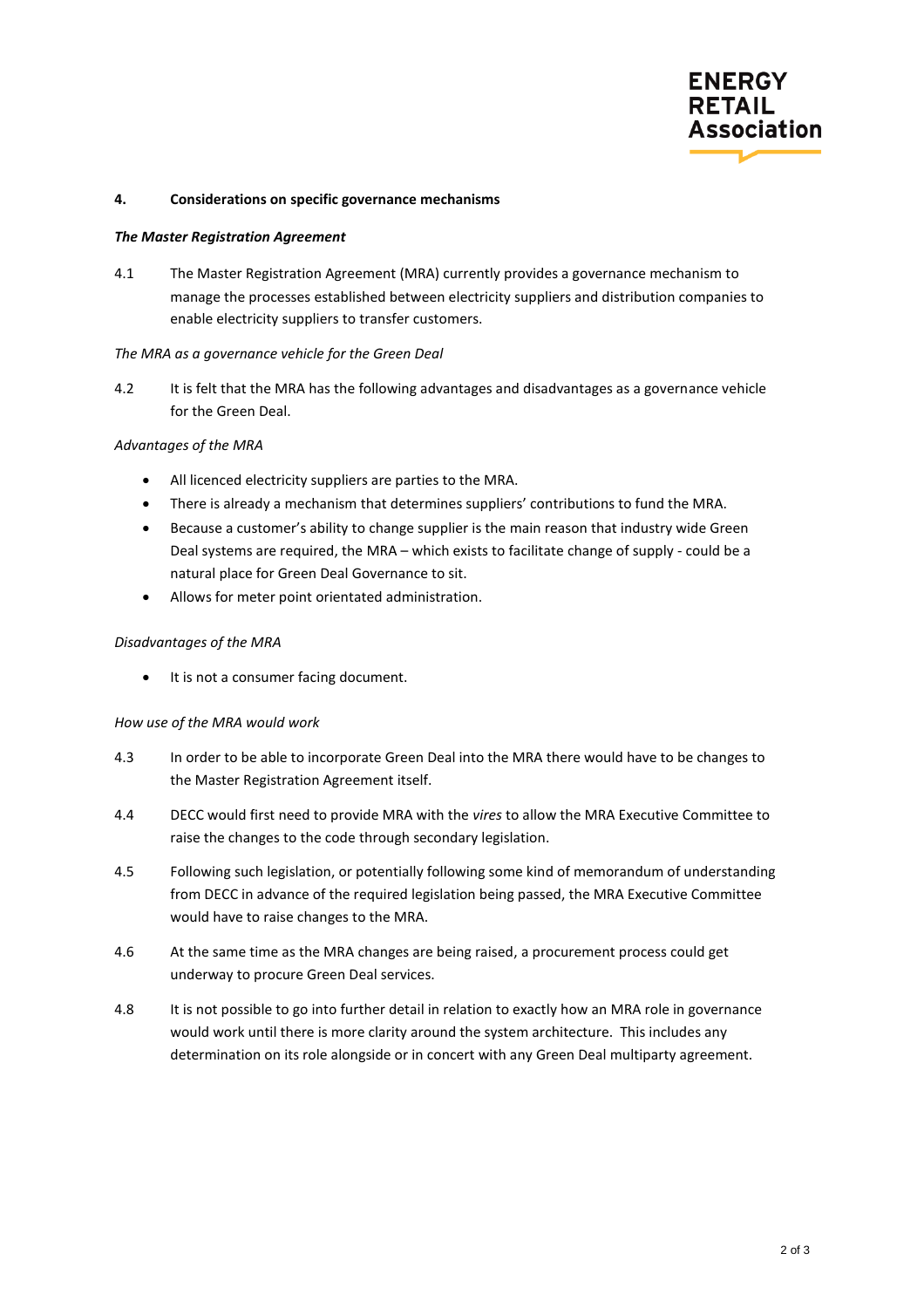## 4. Considerations on specific governance mechanisms

***The Master Registration Agreement***

4.1 The Master Registration Agreement (MRA) currently provides a governance mechanism to manage the processes established between electricity suppliers and distribution companies to enable electricity suppliers to transfer customers.

*The MRA as a governance vehicle for the Green Deal*

4.2 It is felt that the MRA has the following advantages and disadvantages as a governance vehicle for the Green Deal.

*Advantages of the MRA*

- All licenced electricity suppliers are parties to the MRA.
- There is already a mechanism that determines suppliers' contributions to fund the MRA.
- Because a customer's ability to change supplier is the main reason that industry wide Green Deal systems are required, the MRA – which exists to facilitate change of supply - could be a natural place for Green Deal Governance to sit.
- Allows for meter point orientated administration.

*Disadvantages of the MRA*

- It is not a consumer facing document.

*How use of the MRA would work*

4.3 In order to be able to incorporate Green Deal into the MRA there would have to be changes to the Master Registration Agreement itself.

4.4 DECC would first need to provide MRA with the *vires* to allow the MRA Executive Committee to raise the changes to the code through secondary legislation.

4.5 Following such legislation, or potentially following some kind of memorandum of understanding from DECC in advance of the required legislation being passed, the MRA Executive Committee would have to raise changes to the MRA.

4.6 At the same time as the MRA changes are being raised, a procurement process could get underway to procure Green Deal services.

4.8 It is not possible to go into further detail in relation to exactly how an MRA role in governance would work until there is more clarity around the system architecture. This includes any determination on its role alongside or in concert with any Green Deal multiparty agreement.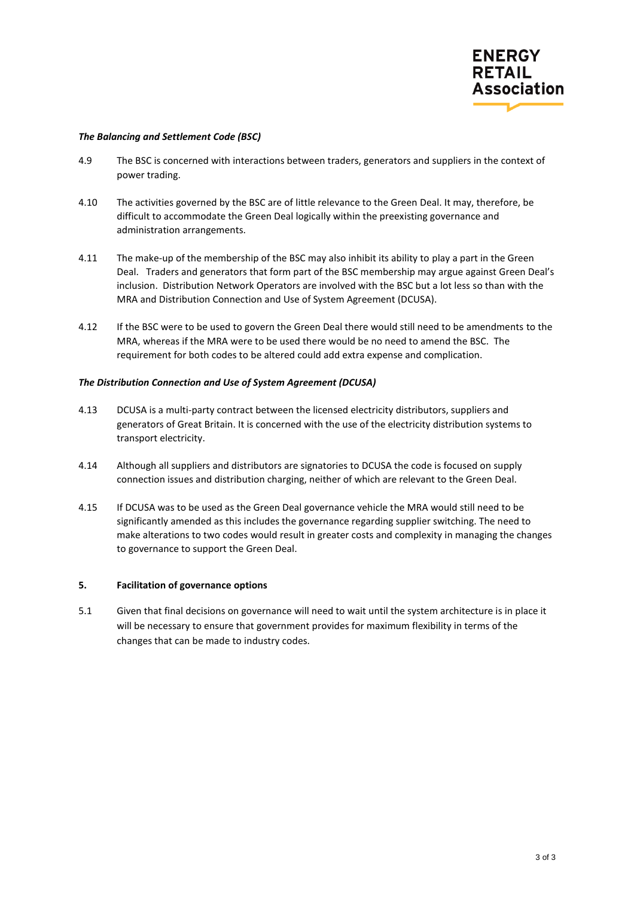***The Balancing and Settlement Code (BSC)***

4.9 The BSC is concerned with interactions between traders, generators and suppliers in the context of power trading.

4.10 The activities governed by the BSC are of little relevance to the Green Deal. It may, therefore, be difficult to accommodate the Green Deal logically within the preexisting governance and administration arrangements.

4.11 The make-up of the membership of the BSC may also inhibit its ability to play a part in the Green Deal. Traders and generators that form part of the BSC membership may argue against Green Deal's inclusion. Distribution Network Operators are involved with the BSC but a lot less so than with the MRA and Distribution Connection and Use of System Agreement (DCUSA).

4.12 If the BSC were to be used to govern the Green Deal there would still need to be amendments to the MRA, whereas if the MRA were to be used there would be no need to amend the BSC. The requirement for both codes to be altered could add extra expense and complication.

***The Distribution Connection and Use of System Agreement (DCUSA)***

4.13 DCUSA is a multi-party contract between the licensed electricity distributors, suppliers and generators of Great Britain. It is concerned with the use of the electricity distribution systems to transport electricity.

4.14 Although all suppliers and distributors are signatories to DCUSA the code is focused on supply connection issues and distribution charging, neither of which are relevant to the Green Deal.

4.15 If DCUSA was to be used as the Green Deal governance vehicle the MRA would still need to be significantly amended as this includes the governance regarding supplier switching. The need to make alterations to two codes would result in greater costs and complexity in managing the changes to governance to support the Green Deal.

**5. Facilitation of governance options**

5.1 Given that final decisions on governance will need to wait until the system architecture is in place it will be necessary to ensure that government provides for maximum flexibility in terms of the changes that can be made to industry codes.